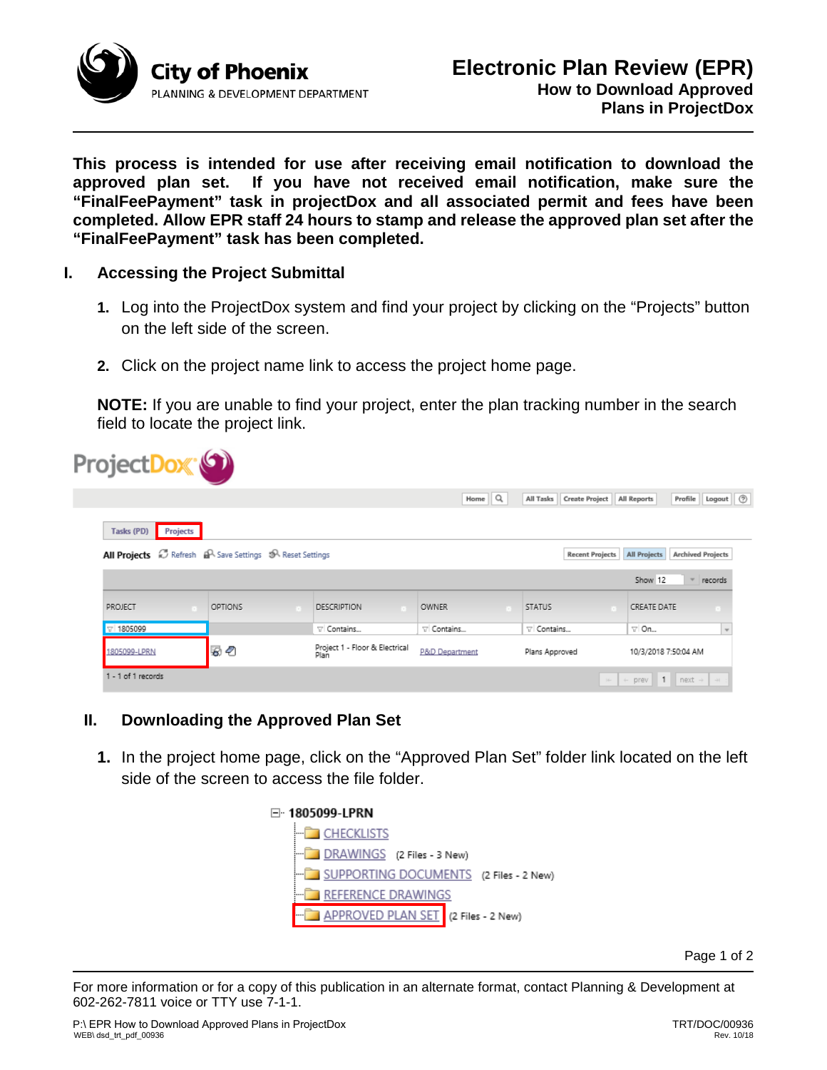**City of Phoenix**
PLANNING & DEVELOPMENT DEPARTMENT

# Electronic Plan Review (EPR)

## How to Download Approved Plans in ProjectDox

**This process is intended for use after receiving email notification to download the approved plan set. If you have not received email notification, make sure the "FinalFeePayment" task in projectDox and all associated permit and fees have been completed. Allow EPR staff 24 hours to stamp and release the approved plan set after the "FinalFeePayment" task has been completed.**

## I. Accessing the Project Submittal

1. Log into the ProjectDox system and find your project by clicking on the "Projects" button on the left side of the screen.

2. Click on the project name link to access the project home page.

**NOTE:** If you are unable to find your project, enter the plan tracking number in the search field to locate the project link.

ProjectDox

Home | All Tasks | Create Project | All Reports | Profile | Logout

Tasks (PD) | Projects

All Projects | Refresh | Save Settings | Reset Settings | Recent Projects | All Projects | Archived Projects

Show 12 records

| PROJECT | OPTIONS | DESCRIPTION | OWNER | STATUS | CREATE DATE |
|---|---|---|---|---|---|
| 1805099 | | Contains... | Contains... | Contains... | On... |
| 1805099-LPRN | | Project 1 - Floor & Electrical Plan | P&D Department | Plans Approved | 10/3/2018 7:50:04 AM |

1 - 1 of 1 records

## II. Downloading the Approved Plan Set

1. In the project home page, click on the "Approved Plan Set" folder link located on the left side of the screen to access the file folder.

1805099-LPRN
- CHECKLISTS
- DRAWINGS (2 Files - 3 New)
- SUPPORTING DOCUMENTS (2 Files - 2 New)
- REFERENCE DRAWINGS
- APPROVED PLAN SET (2 Files - 2 New)

For more information or for a copy of this publication in an alternate format, contact Planning & Development at 602-262-7811 voice or TTY use 7-1-1.

P:\ EPR How to Download Approved Plans in ProjectDox
WEB\ dsd_trt_pdf_00936

TRT/DOC/00936
Rev. 10/18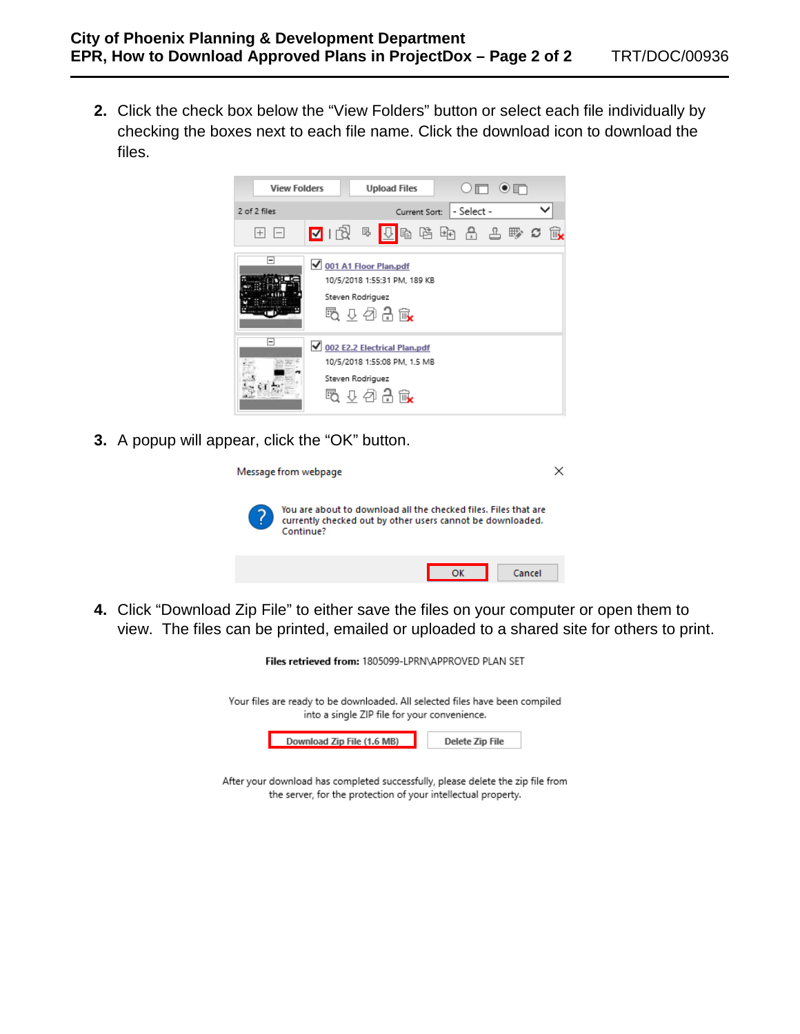2. Click the check box below the "View Folders" button or select each file individually by checking the boxes next to each file name. Click the download icon to download the files.

3. A popup will appear, click the "OK" button.

4. Click "Download Zip File" to either save the files on your computer or open them to view. The files can be printed, emailed or uploaded to a shared site for others to print.